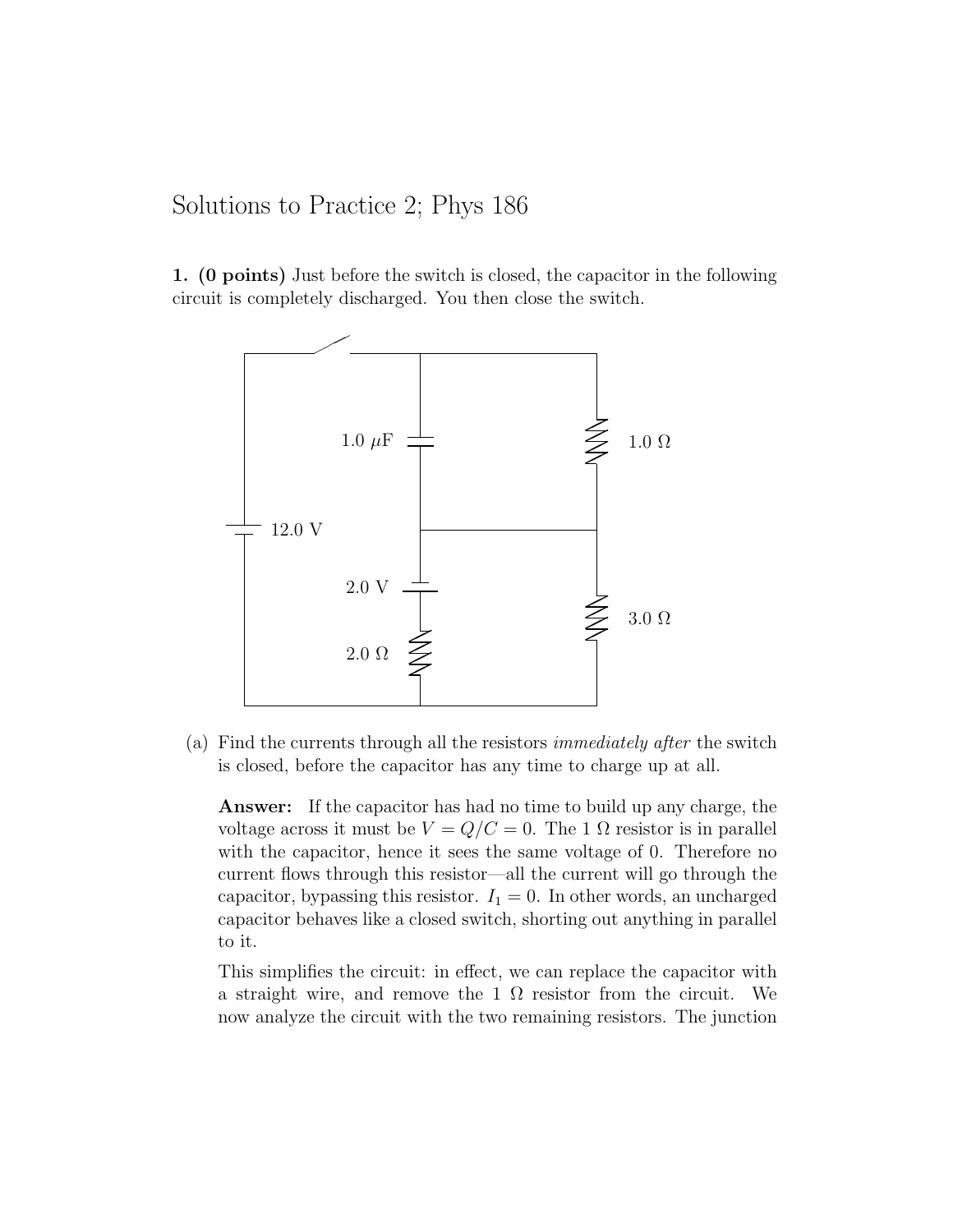# Solutions to Practice 2; Phys 186

**1. (0 points)** Just before the switch is closed, the capacitor in the following circuit is completely discharged. You then close the switch.

(a) Find the currents through all the resistors *immediately after* the switch is closed, before the capacitor has any time to charge up at all.

**Answer:** If the capacitor has had no time to build up any charge, the voltage across it must be $V = Q/C = 0$. The 1 $\Omega$ resistor is in parallel with the capacitor, hence it sees the same voltage of 0. Therefore no current flows through this resistor—all the current will go through the capacitor, bypassing this resistor. $I_1 = 0$. In other words, an uncharged capacitor behaves like a closed switch, shorting out anything in parallel to it.

This simplifies the circuit: in effect, we can replace the capacitor with a straight wire, and remove the 1 $\Omega$ resistor from the circuit. We now analyze the circuit with the two remaining resistors. The junction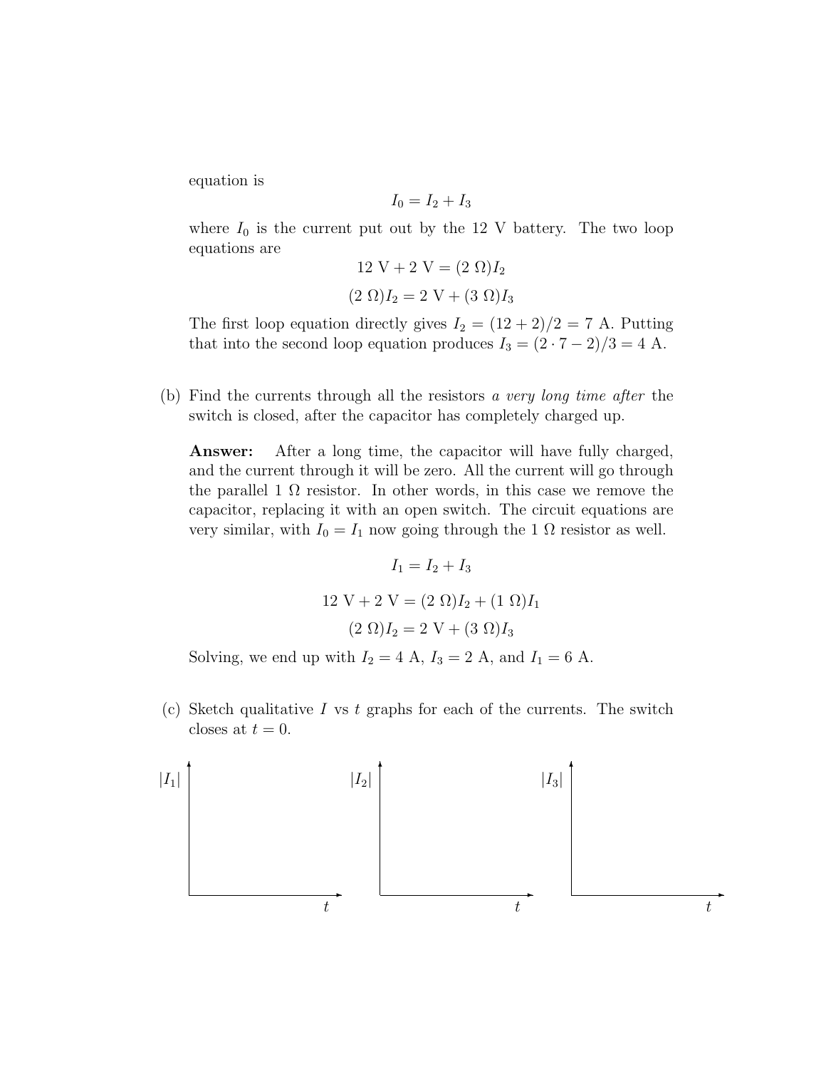equation is

$$I_0 = I_2 + I_3$$

where $I_0$ is the current put out by the 12 V battery. The two loop equations are

$$12 \text{ V} + 2 \text{ V} = (2 \ \Omega)I_2$$

$$(2 \ \Omega)I_2 = 2 \text{ V} + (3 \ \Omega)I_3$$

The first loop equation directly gives $I_2 = (12 + 2)/2 = 7$ A. Putting that into the second loop equation produces $I_3 = (2 \cdot 7 - 2)/3 = 4$ A.

(b) Find the currents through all the resistors *a very long time after* the switch is closed, after the capacitor has completely charged up.

**Answer:** After a long time, the capacitor will have fully charged, and the current through it will be zero. All the current will go through the parallel 1 Ω resistor. In other words, in this case we remove the capacitor, replacing it with an open switch. The circuit equations are very similar, with $I_0 = I_1$ now going through the 1 Ω resistor as well.

$$I_1 = I_2 + I_3$$

$$12 \text{ V} + 2 \text{ V} = (2 \ \Omega)I_2 + (1 \ \Omega)I_1$$

$$(2 \ \Omega)I_2 = 2 \text{ V} + (3 \ \Omega)I_3$$

Solving, we end up with $I_2 = 4$ A, $I_3 = 2$ A, and $I_1 = 6$ A.

(c) Sketch qualitative $I$ vs $t$ graphs for each of the currents. The switch closes at $t = 0$.

$|I_1|$ vs $t$ $\qquad$ $|I_2|$ vs $t$ $\qquad$ $|I_3|$ vs $t$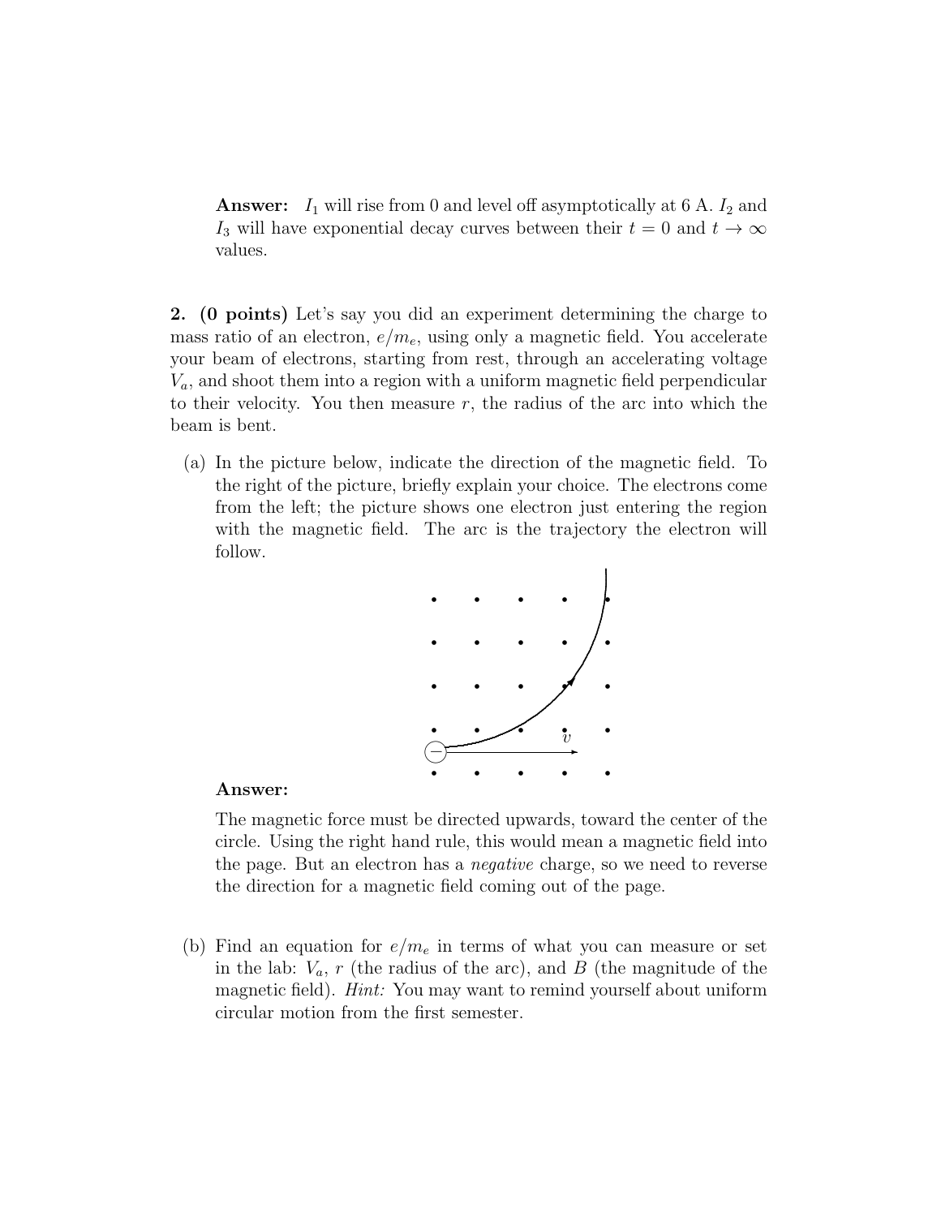**Answer:** $I_1$ will rise from 0 and level off asymptotically at 6 A. $I_2$ and $I_3$ will have exponential decay curves between their $t = 0$ and $t \to \infty$ values.

**2. (0 points)** Let's say you did an experiment determining the charge to mass ratio of an electron, $e/m_e$, using only a magnetic field. You accelerate your beam of electrons, starting from rest, through an accelerating voltage $V_a$, and shoot them into a region with a uniform magnetic field perpendicular to their velocity. You then measure $r$, the radius of the arc into which the beam is bent.

(a) In the picture below, indicate the direction of the magnetic field. To the right of the picture, briefly explain your choice. The electrons come from the left; the picture shows one electron just entering the region with the magnetic field. The arc is the trajectory the electron will follow.

**Answer:**

The magnetic force must be directed upwards, toward the center of the circle. Using the right hand rule, this would mean a magnetic field into the page. But an electron has a *negative* charge, so we need to reverse the direction for a magnetic field coming out of the page.

(b) Find an equation for $e/m_e$ in terms of what you can measure or set in the lab: $V_a$, $r$ (the radius of the arc), and $B$ (the magnitude of the magnetic field). *Hint:* You may want to remind yourself about uniform circular motion from the first semester.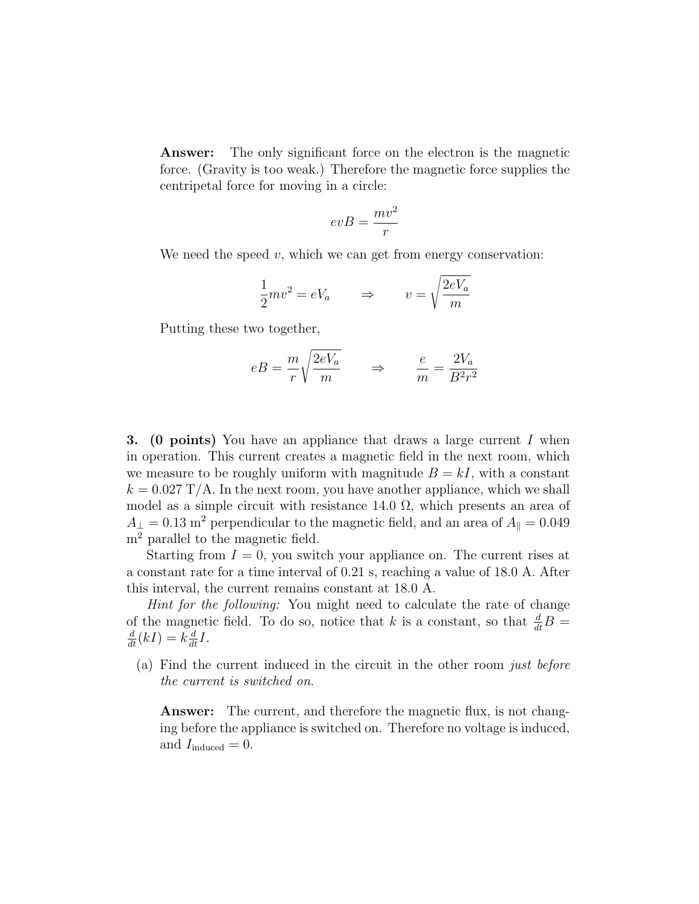**Answer:** The only significant force on the electron is the magnetic force. (Gravity is too weak.) Therefore the magnetic force supplies the centripetal force for moving in a circle:

$$evB = \frac{mv^2}{r}$$

We need the speed $v$, which we can get from energy conservation:

$$\frac{1}{2}mv^2 = eV_a \qquad \Rightarrow \qquad v = \sqrt{\frac{2eV_a}{m}}$$

Putting these two together,

$$eB = \frac{m}{r}\sqrt{\frac{2eV_a}{m}} \qquad \Rightarrow \qquad \frac{e}{m} = \frac{2V_a}{B^2r^2}$$

**3. (0 points)** You have an appliance that draws a large current $I$ when in operation. This current creates a magnetic field in the next room, which we measure to be roughly uniform with magnitude $B = kI$, with a constant $k = 0.027$ T/A. In the next room, you have another appliance, which we shall model as a simple circuit with resistance 14.0 Ω, which presents an area of $A_\perp = 0.13$ m$^2$ perpendicular to the magnetic field, and an area of $A_\parallel = 0.049$ m$^2$ parallel to the magnetic field.

Starting from $I = 0$, you switch your appliance on. The current rises at a constant rate for a time interval of 0.21 s, reaching a value of 18.0 A. After this interval, the current remains constant at 18.0 A.

*Hint for the following:* You might need to calculate the rate of change of the magnetic field. To do so, notice that $k$ is a constant, so that $\frac{d}{dt}B = \frac{d}{dt}(kI) = k\frac{d}{dt}I$.

(a) Find the current induced in the circuit in the other room *just before the current is switched on*.

**Answer:** The current, and therefore the magnetic flux, is not changing before the appliance is switched on. Therefore no voltage is induced, and $I_{\text{induced}} = 0$.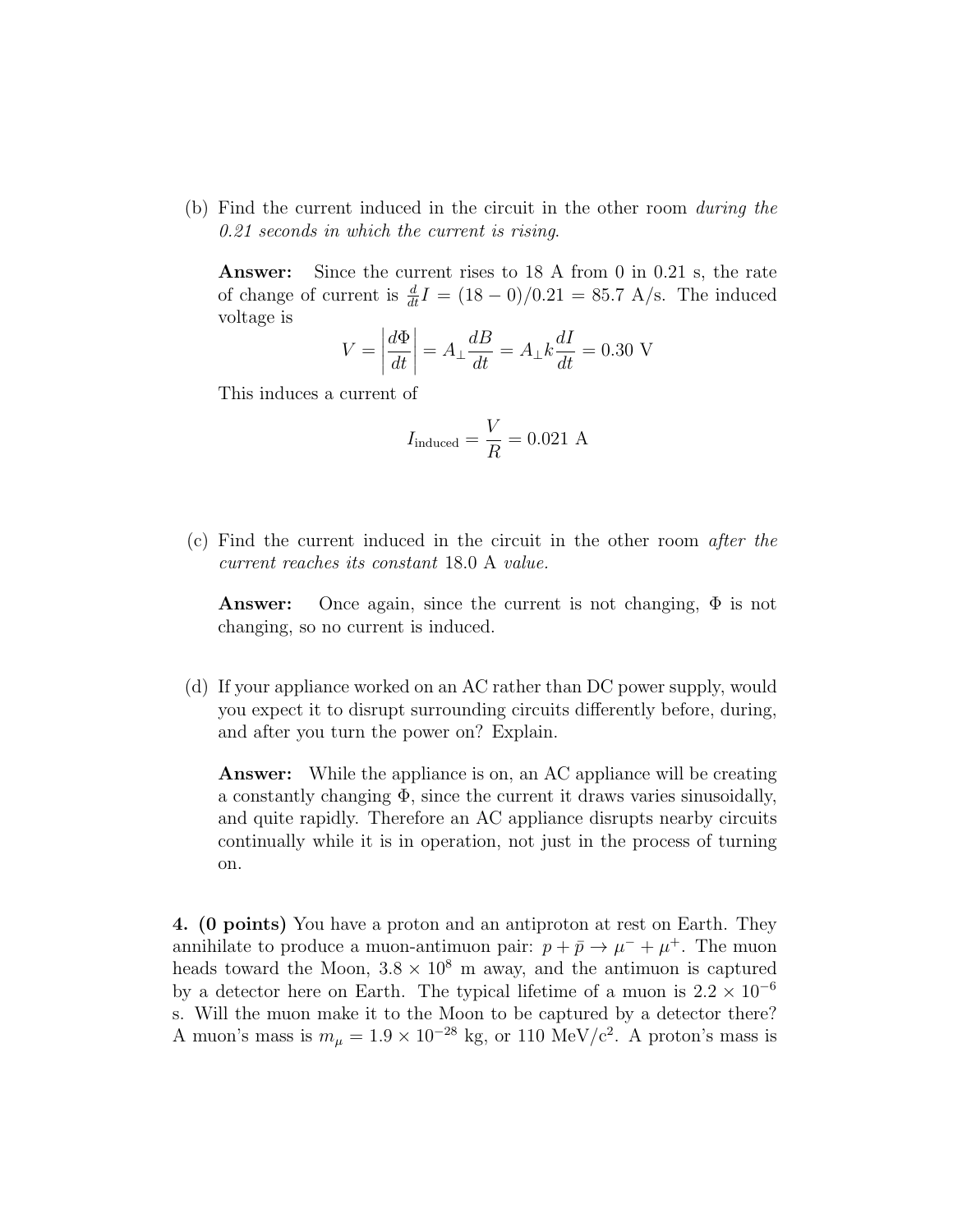(b) Find the current induced in the circuit in the other room *during the 0.21 seconds in which the current is rising*.

**Answer:** Since the current rises to 18 A from 0 in 0.21 s, the rate of change of current is $\frac{d}{dt}I = (18-0)/0.21 = 85.7$ A/s. The induced voltage is

$$V = \left|\frac{d\Phi}{dt}\right| = A_{\perp}\frac{dB}{dt} = A_{\perp}k\frac{dI}{dt} = 0.30 \text{ V}$$

This induces a current of

$$I_{\text{induced}} = \frac{V}{R} = 0.021 \text{ A}$$

(c) Find the current induced in the circuit in the other room *after the current reaches its constant* 18.0 A *value.*

**Answer:** Once again, since the current is not changing, $\Phi$ is not changing, so no current is induced.

(d) If your appliance worked on an AC rather than DC power supply, would you expect it to disrupt surrounding circuits differently before, during, and after you turn the power on? Explain.

**Answer:** While the appliance is on, an AC appliance will be creating a constantly changing $\Phi$, since the current it draws varies sinusoidally, and quite rapidly. Therefore an AC appliance disrupts nearby circuits continually while it is in operation, not just in the process of turning on.

**4. (0 points)** You have a proton and an antiproton at rest on Earth. They annihilate to produce a muon-antimuon pair: $p + \bar{p} \to \mu^- + \mu^+$. The muon heads toward the Moon, $3.8 \times 10^8$ m away, and the antimuon is captured by a detector here on Earth. The typical lifetime of a muon is $2.2 \times 10^{-6}$ s. Will the muon make it to the Moon to be captured by a detector there? A muon's mass is $m_\mu = 1.9 \times 10^{-28}$ kg, or 110 MeV/c$^2$. A proton's mass is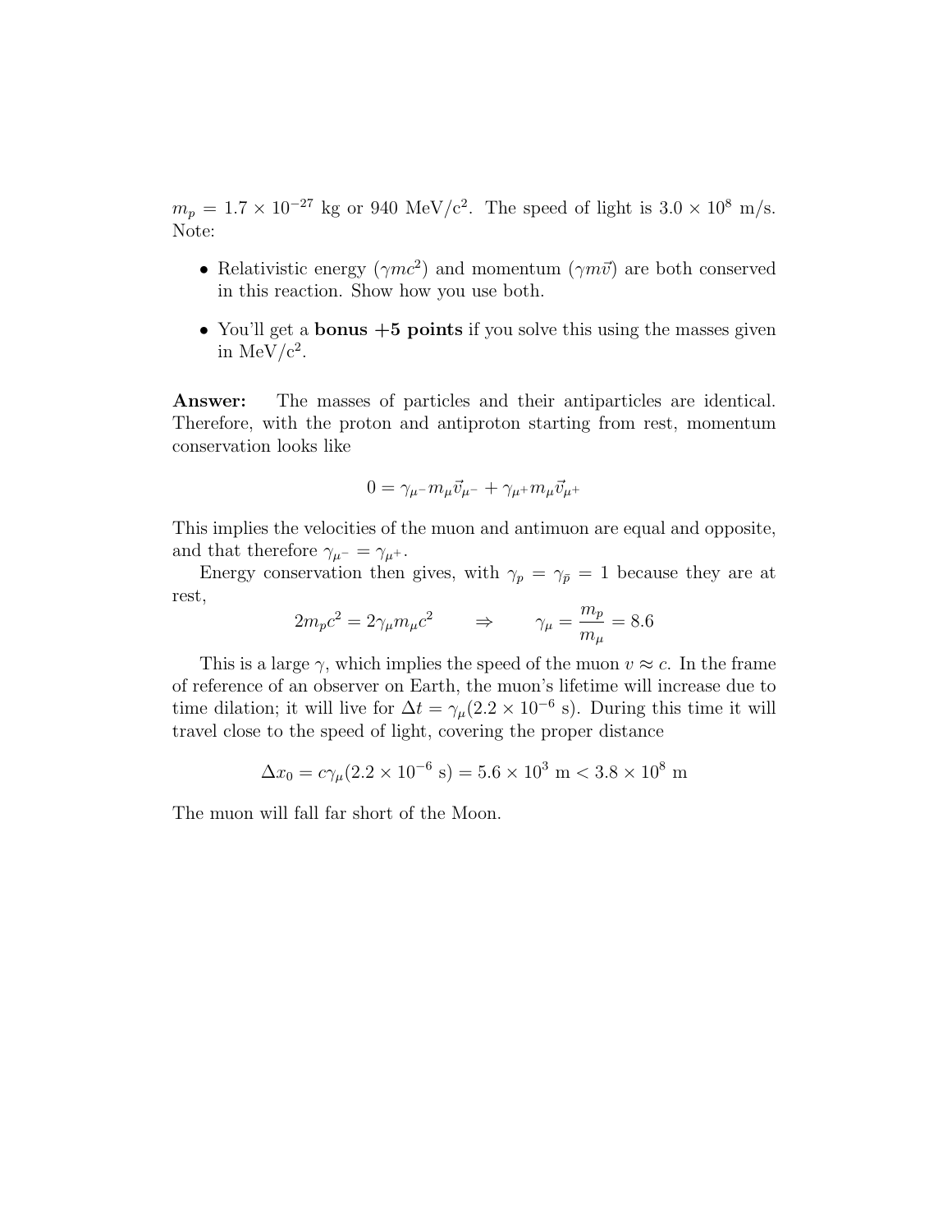$m_p = 1.7 \times 10^{-27}$ kg or 940 MeV/c$^2$. The speed of light is $3.0 \times 10^8$ m/s. Note:

- Relativistic energy ($\gamma mc^2$) and momentum ($\gamma m\vec{v}$) are both conserved in this reaction. Show how you use both.
- You'll get a **bonus +5 points** if you solve this using the masses given in MeV/c$^2$.

**Answer:** The masses of particles and their antiparticles are identical. Therefore, with the proton and antiproton starting from rest, momentum conservation looks like

$$0 = \gamma_{\mu^-} m_\mu \vec{v}_{\mu^-} + \gamma_{\mu^+} m_\mu \vec{v}_{\mu^+}$$

This implies the velocities of the muon and antimuon are equal and opposite, and that therefore $\gamma_{\mu^-} = \gamma_{\mu^+}$.

Energy conservation then gives, with $\gamma_p = \gamma_{\bar{p}} = 1$ because they are at rest,

$$2m_p c^2 = 2\gamma_\mu m_\mu c^2 \qquad \Rightarrow \qquad \gamma_\mu = \frac{m_p}{m_\mu} = 8.6$$

This is a large $\gamma$, which implies the speed of the muon $v \approx c$. In the frame of reference of an observer on Earth, the muon's lifetime will increase due to time dilation; it will live for $\Delta t = \gamma_\mu (2.2 \times 10^{-6} \text{ s})$. During this time it will travel close to the speed of light, covering the proper distance

$$\Delta x_0 = c\gamma_\mu (2.2 \times 10^{-6} \text{ s}) = 5.6 \times 10^3 \text{ m} < 3.8 \times 10^8 \text{ m}$$

The muon will fall far short of the Moon.